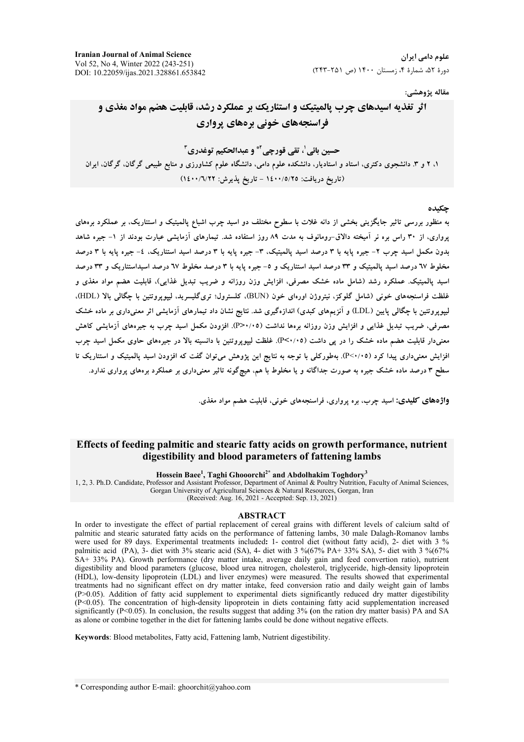مقاله پژوهشی:

# اثر تغذیه اسیدهای چرب پالمیتیک و استئاریک بر عملکرد رشد، قابلیت هضم مواد مغذی و فراسنجه‌های خونی بره‌های پرواری

**حسین بائی[1]، تقی قورچی[2]\* و عبدالحکیم توغدری[3]**

۱، ۲ و ۳. دانشجوی دکتری، استاد و استادیار، دانشکده علوم دامی، دانشگاه علوم کشاورزی و منابع طبیعی گرگان، گرگان، ایران

(تاریخ دریافت: ۱۴۰۰/۵/۲۵ - تاریخ پذیرش: ۱۴۰۰/۶/۲۲)

## چکیده

به منظور بررسی تاثیر جایگزینی بخشی از دانه غلات با سطوح مختلف دو اسید چرب اشباع پالمیتیک و استئاریک، بر عملکرد بره‌های پرواری، از ۳۰ راس بره نر آمیخته دالاق-رومانوف به مدت ۸۹ روز استفاده شد. تیمارهای آزمایشی عبارت بودند از ۱- جیره شاهد بدون مکمل اسید چرب ۲- جیره پایه با ۳ درصد اسید پالمیتیک، ۳- جیره پایه با ۳ درصد اسید استئاریک، ٤- جیره پایه با ۳ درصد مخلوط ٦۷ درصد اسید پالمیتیک و ۳۳ درصد اسید استئاریک و ٥- جیره پایه با ۳ درصد مخلوط ٦۷ درصد اسیداستئاریک و ۳۳ درصد اسید پالمیتیک. عملکرد رشد (شامل ماده خشک مصرفی، افزایش وزن روزانه و ضریب تبدیل غذایی)، قابلیت هضم مواد مغذی و غلظت فراسنجه‌های خونی (شامل گلوکز، نیتروژن اوره‌ای خون (BUN)، کلسترول؛ تری‌گلیسرید، لیپوپروتئین با چگالی بالا (HDL)، لیپوپروتئین با چگالی پایین (LDL) و آنزیم‌های کبدی) اندازه‌گیری شد. نتایج نشان داد تیمارهای آزمایشی اثر معنی‌داری بر ماده خشک مصرفی، ضریب تبدیل غذایی و افزایش وزن روزانه بره‌ها نداشت (P>۰/۰۵). افزودن مکمل اسید چرب به جیره‌های آزمایشی کاهش معنی‌دار قابلیت هضم ماده خشک را در پی داشت (P<۰/۰۵). غلظت لیپوپروتئین با دانسیته بالا در جیره‌های حاوی مکمل اسید چرب افزایش معنی‌داری پیدا کرد (P<۰/۰۵). به‌طورکلی با توجه به نتایج این پژوهش می‌توان گفت که افزودن اسید پالمیتیک و استئاریک تا سطح ۳ درصد ماده خشک جیره به صورت جداگانه و یا مخلوط با هم، هیچ‌گونه تاثیر معنی‌داری بر عملکرد بره‌های پرواری ندارد.

**واژه‌های کلیدی:** اسید چرب، بره پرواری، فراسنجه‌های خونی، قابلیت هضم مواد مغذی.

# Effects of feeding palmitic and stearic fatty acids on growth performance, nutrient digestibility and blood parameters of fattening lambs

**Hossein Baee[1], Taghi Ghooorchi[2]\* and Abdolhakim Toghdory[3]**

1, 2, 3. Ph.D. Candidate, Professor and Assistant Professor, Department of Animal & Poultry Nutrition, Faculty of Animal Sciences, Gorgan University of Agricultural Sciences & Natural Resources, Gorgan, Iran

(Received: Aug. 16, 2021 - Accepted: Sep. 13, 2021)

## ABSTRACT

In order to investigate the effect of partial replacement of cereal grains with different levels of calcium saltd of palmitic and stearic saturated fatty acids on the performance of fattening lambs, 30 male Dalagh-Romanov lambs were used for 89 days. Experimental treatments included**:** 1- control diet (without fatty acid), 2- diet with 3 % palmitic acid (PA), 3- diet with 3% stearic acid (SA), 4- diet with 3 %(67% PA+ 33% SA), 5- diet with 3 %(67% SA+ 33% PA). Growth performance (dry matter intake, average daily gain and feed convertion ratio), nutrient digestibility and blood parameters (glucose, blood urea nitrogen, cholesterol, triglyceride, high-density lipoprotein (HDL), low-density lipoprotein (LDL) and liver enzymes) were measured. The results showed that experimental treatments had no significant effect on dry matter intake, feed conversion ratio and daily weight gain of lambs ($P>0.05$). Addition of fatty acid supplement to experimental diets significantly reduced dry matter digestibility ($P<0.05$). The concentration of high-density lipoprotein in diets containing fatty acid supplementation increased significantly ($P<0.05$). In conclusion, the results suggest that adding 3% (on the ration dry matter basis) PA and SA as alone or combine together in the diet for fattening lambs could be done without negative effects.

**Keywords**: Blood metabolites, Fatty acid, Fattening lamb, Nutrient digestibility.

\* Corresponding author E-mail: ghoorchit@yahoo.com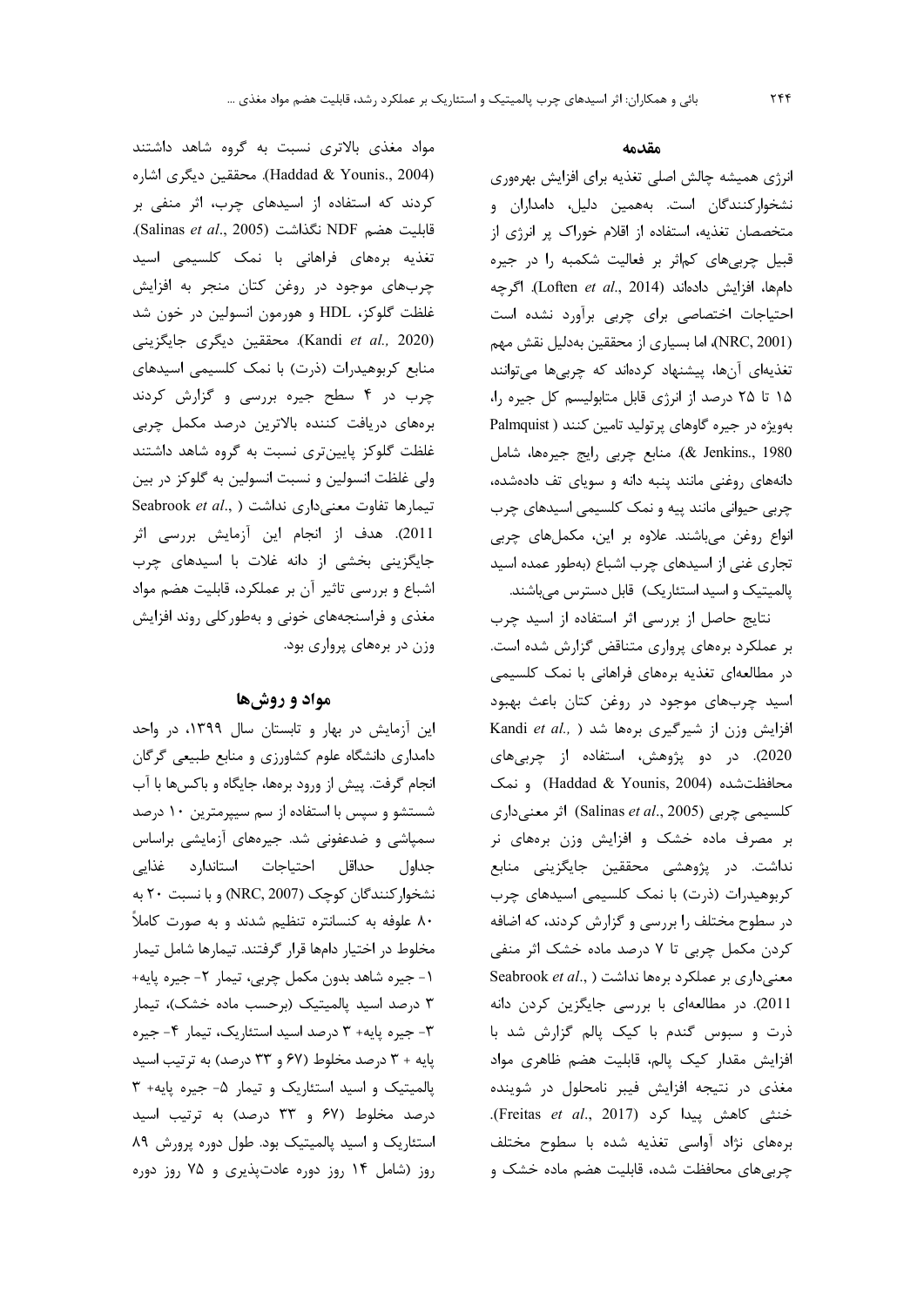## مقدمه

انرژی همیشه چالش اصلی تغذیه برای افزایش بهره‌وری نشخوارکنندگان است. به‌همین دلیل، دامداران و متخصصان تغذیه، استفاده از اقلام خوراک پر انرژی از قبیل چربی‌های کم‌اثر بر فعالیت شکمبه را در جیره دام‌ها، افزایش داده‌اند (Loften *et al*., 2014). اگرچه احتیاجات اختصاصی برای چربی برآورد نشده است (NRC, 2001)، اما بسیاری از محققین به‌دلیل نقش مهم تغذیه‌ای آن‌ها، پیشنهاد کرده‌اند که چربی‌ها می‌توانند ۱۵ تا ۲۵ درصد از انرژی قابل متابولیسم کل جیره را، به‌ویژه در جیره گاوهای پرتولید تامین کنند ( Palmquist & Jenkins., 1980). منابع چربی رایج جیره‌ها، شامل دانه‌های روغنی مانند پنبه دانه و سویای تف داده‌شده، چربی حیوانی مانند پیه و نمک کلسیمی اسیدهای چرب انواع روغن می‌باشند. علاوه بر این، مکمل‌های چربی تجاری غنی از اسیدهای چرب اشباع (به‌طور عمده اسید پالمیتیک و اسید استئاریک) قابل دسترس می‌باشند.

نتایج حاصل از بررسی اثر استفاده از اسید چرب بر عملکرد بره‌های پرواری متناقض گزارش شده است. در مطالعه‌ای تغذیه بره‌های فراهانی با نمک کلسیمی اسید چرب‌های موجود در روغن کتان باعث بهبود افزایش وزن از شیرگیری بره‌ها شد ( Kandi *et al*., 2020). در دو پژوهش، استفاده از چربی‌های محافظت‌شده (Haddad & Younis, 2004) و نمک کلسیمی چربی (Salinas *et al*., 2005) اثر معنی‌داری بر مصرف ماده خشک و افزایش وزن بره‌های نر نداشت. در پژوهشی محققین جایگزینی منابع کربوهیدرات (ذرت) با نمک کلسیمی اسیدهای چرب در سطوح مختلف را بررسی و گزارش کردند، که اضافه کردن مکمل چربی تا ۷ درصد ماده خشک اثر منفی معنی‌داری بر عملکرد بره‌ها نداشت ( Seabrook *et al*., 2011). در مطالعه‌ای با بررسی جایگزین کردن دانه ذرت و سبوس گندم با کیک پالم گزارش شد با افزایش مقدار کیک پالم، قابلیت هضم ظاهری مواد مغذی در نتیجه افزایش فیبر نامحلول در شوینده خنثی کاهش پیدا کرد (Freitas *et al*., 2017). بره‌های نژاد آواسی تغذیه شده با سطوح مختلف چربی‌های محافظت شده، قابلیت هضم ماده خشک و مواد مغذی بالاتری نسبت به گروه شاهد داشتند (Haddad & Younis., 2004). محققین دیگری اشاره کردند که استفاده از اسیدهای چرب، اثر منفی بر قابلیت هضم NDF نگذاشت (Salinas *et al*., 2005). تغذیه بره‌های فراهانی با نمک کلسیمی اسید چرب‌های موجود در روغن کتان منجر به افزایش غلظت گلوکز، HDL و هورمون انسولین در خون شد (Kandi *et al*., 2020). محققین دیگری جایگزینی منابع کربوهیدرات (ذرت) با نمک کلسیمی اسیدهای چرب در ۴ سطح جیره بررسی و گزارش کردند بره‌های دریافت کننده بالاترین درصد مکمل چربی غلظت گلوکز پایین‌تری نسبت به گروه شاهد داشتند ولی غلظت انسولین و نسبت انسولین به گلوکز در بین تیمارها تفاوت معنی‌داری نداشت ( Seabrook *et al*., 2011). هدف از انجام این آزمایش بررسی اثر جایگزینی بخشی از دانه غلات با اسیدهای چرب اشباع و بررسی تاثیر آن بر عملکرد، قابلیت هضم مواد مغذی و فراسنجه‌های خونی و به‌طورکلی روند افزایش وزن در بره‌های پرواری بود.

## مواد و روش‌ها

این آزمایش در بهار و تابستان سال ۱۳۹۹، در واحد دامداری دانشگاه علوم کشاورزی و منابع طبیعی گرگان انجام گرفت. پیش از ورود بره‌ها، جایگاه و باکس‌ها با آب شستشو و سپس با استفاده از سم سیپرمترین ۱۰ درصد سمپاشی و ضدعفونی شد. جیره‌های آزمایشی براساس جداول حداقل احتیاجات استاندارد غذایی نشخوارکنندگان کوچک (NRC, 2007) و با نسبت ۲۰ به ۸۰ علوفه به کنسانتره تنظیم شدند و به صورت کاملاً مخلوط در اختیار دام‌ها قرار گرفتند. تیمارها شامل تیمار ۱- جیره شاهد بدون مکمل چربی، تیمار ۲- جیره پایه+ ۳ درصد اسید پالمیتیک (برحسب ماده خشک)، تیمار ۳- جیره پایه+ ۳ درصد اسید استئاریک، تیمار ۴- جیره پایه + ۳ درصد مخلوط (۶۷ و ۳۳ درصد) به ترتیب اسید پالمیتیک و اسید استئاریک و تیمار ۵- جیره پایه+ ۳ درصد مخلوط (۶۷ و ۳۳ درصد) به ترتیب اسید استئاریک و اسید پالمیتیک بود. طول دوره پرورش ۸۹ روز (شامل ۱۴ روز دوره عادت‌پذیری و ۷۵ روز دوره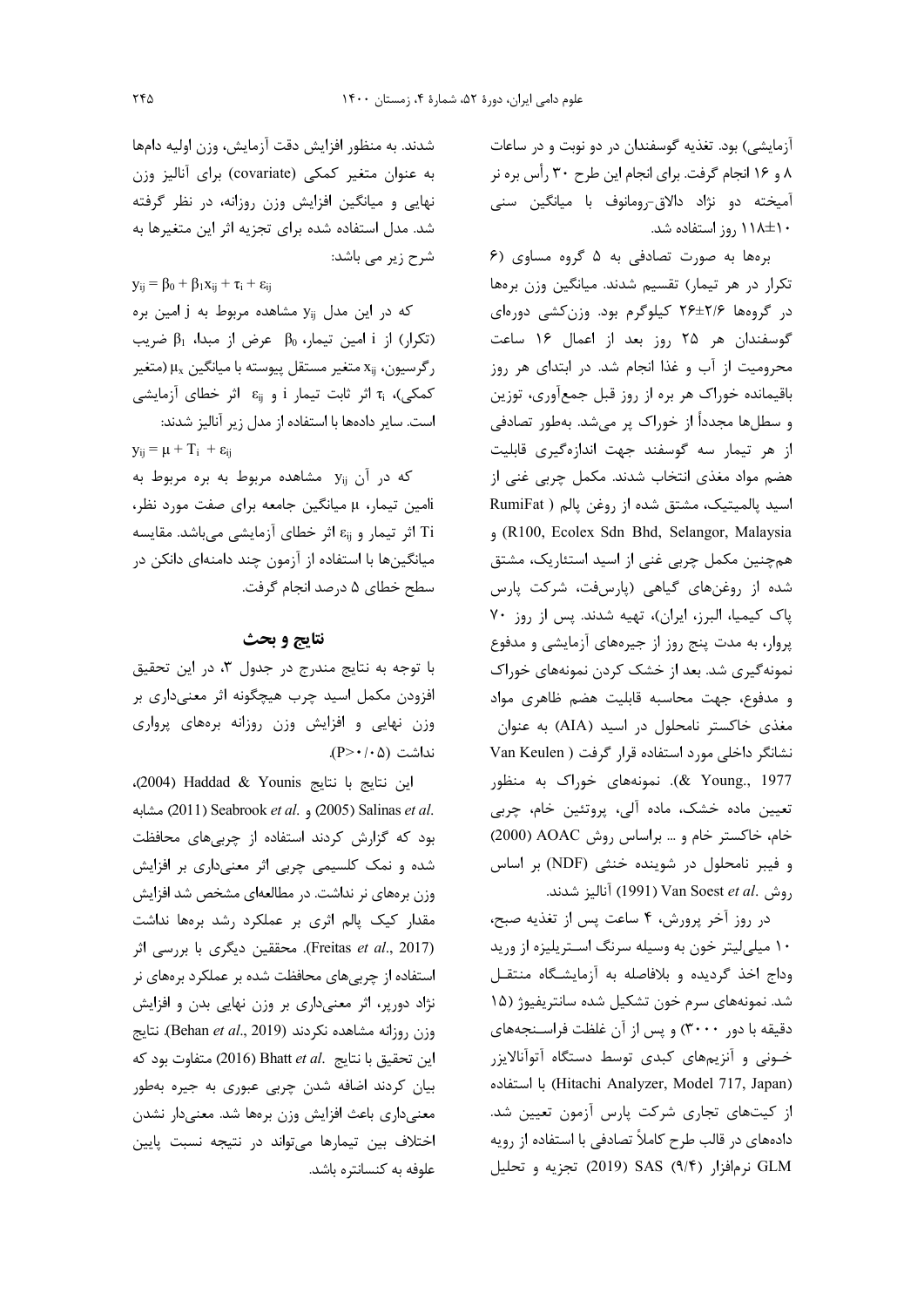آزمایشی) بود. تغذیه گوسفندان در دو نوبت و در ساعات ۸ و ۱۶ انجام گرفت. برای انجام این طرح ۳۰ رأس بره نر آمیخته دو نژاد دالاق-رومانوف با میانگین سنی ۱۰±۱۱۸ روز استفاده شد.

بره‌ها به صورت تصادفی به ۵ گروه مساوی (۶ تکرار در هر تیمار) تقسیم شدند. میانگین وزن بره‌ها در گروه‌ها ۲/۶±۲۶ کیلوگرم بود. وزن‌کشی دوره‌ای گوسفندان هر ۲۵ روز بعد از اعمال ۱۶ ساعت محرومیت از آب و غذا انجام شد. در ابتدای هر روز باقیمانده خوراک هر بره از روز قبل جمع‌آوری، توزین و سطل‌ها مجدداً از خوراک پر می‌شد. به‌طور تصادفی از هر تیمار سه گوسفند جهت اندازه‌گیری قابلیت هضم مواد مغذی انتخاب شدند. مکمل چربی غنی از اسید پالمیتیک، مشتق شده از روغن پالم ( RumiFat R100, Ecolex Sdn Bhd, Selangor, Malaysia) و همچنین مکمل چربی غنی از اسید استئاریک، مشتق شده از روغن‌های گیاهی (پارس‌فت، شرکت پارس پاک کیمیا، البرز، ایران)، تهیه شدند. پس از روز ۷۰ پروار، به مدت پنج روز از جیره‌های آزمایشی و مدفوع نمونه‌گیری شد. بعد از خشک کردن نمونه‌های خوراک و مدفوع، جهت محاسبه قابلیت هضم ظاهری مواد مغذی خاکستر نامحلول در اسید (AIA) به عنوان نشانگر داخلی مورد استفاده قرار گرفت ( Van Keulen & Young., 1977). نمونه‌های خوراک به منظور تعیین ماده خشک، ماده آلی، پروتئین خام، چربی خام، خاکستر خام و ... براساس روش AOAC (2000) و فیبر نامحلول در شوینده خنثی (NDF) بر اساس روش .Van Soest *et al* (1991) آنالیز شدند.

در روز آخر پرورش، ۴ ساعت پس از تغذیه صبح، ۱۰ میلی‌لیتر خون به وسیله سرنگ استریلیزه از ورید وداج اخذ گردیده و بلافاصله به آزمایشگاه منتقل شد. نمونه‌های سرم خون تشکیل شده سانتریفیوژ (۱۵ دقیقه با دور ۳۰۰۰) و پس از آن غلظت فراسنجه‌های خونی و آنزیم‌های کبدی توسط دستگاه آتوآنالایزر (Hitachi Analyzer, Model 717, Japan) با استفاده از کیت‌های تجاری شرکت پارس آزمون تعیین شد. داده‌های در قالب طرح کاملاً تصادفی با استفاده از رویه GLM نرم‌افزار SAS (۹/۴) (2019) تجزیه و تحلیل شدند. به منظور افزایش دقت آزمایش، وزن اولیه دام‌ها به عنوان متغیر کمکی (covariate) برای آنالیز وزن نهایی و میانگین افزایش وزن روزانه، در نظر گرفته شد. مدل استفاده شده برای تجزیه اثر این متغیرها به شرح زیر می باشد:

$$y_{ij} = \beta_0 + \beta_1 x_{ij} + \tau_i + \varepsilon_{ij}$$

که در این مدل $y_{ij}$ مشاهده مربوط به j امین بره (تکرار) از i امین تیمار، $\beta_0$ عرض از مبدا، $\beta_1$ ضریب رگرسیون، $x_{ij}$ متغیر مستقل پیوسته با میانگین $\mu_x$ (متغیر کمکی)، $\tau_i$ اثر ثابت تیمار i و $\varepsilon_{ij}$ اثر خطای آزمایشی است. سایر داده‌ها با استفاده از مدل زیر آنالیز شدند:

$$y_{ij} = \mu + T_i + \varepsilon_{ij}$$

که در آن $y_{ij}$ مشاهده مربوط به بره مربوط به iامین تیمار، μ میانگین جامعه برای صفت مورد نظر، $T_i$ اثر تیمار و $\varepsilon_{ij}$ اثر خطای آزمایشی می‌باشد. مقایسه میانگین‌ها با استفاده از آزمون چند دامنه‌ای دانکن در سطح خطای ۵ درصد انجام گرفت.

## نتایج و بحث

با توجه به نتایج مندرج در جدول ۳، در این تحقیق افزودن مکمل اسید چرب هیچگونه اثر معنی‌داری بر وزن نهایی و افزایش وزن روزانه بره‌های پرواری نداشت ($P>0.05$).

این نتایج با نتایج Haddad & Younis (2004)، .Salinas *et al* (2005) و .Seabrook *et al* (2011) مشابه بود که گزارش کردند استفاده از چربی‌های محافظت شده و نمک کلسیمی چربی اثر معنی‌داری بر افزایش وزن بره‌های نر نداشت. در مطالعه‌ای مشخص شد افزایش مقدار کیک پالم اثری بر عملکرد رشد بره‌ها نداشت (Freitas *et al*., 2017). محققین دیگری با بررسی اثر استفاده از چربی‌های محافظت شده بر عملکرد بره‌های نر نژاد دورپر، اثر معنی‌داری بر وزن نهایی بدن و افزایش وزن روزانه مشاهده نکردند (Behan *et al*., 2019). نتایج این تحقیق با نتایج .Bhatt *et al* (2016) متفاوت بود که بیان کردند اضافه شدن چربی عبوری به جیره به‌طور معنی‌داری باعث افزایش وزن بره‌ها شد. معنی‌دار نشدن اختلاف بین تیمارها می‌تواند در نتیجه نسبت پایین علوفه به کنسانتره باشد.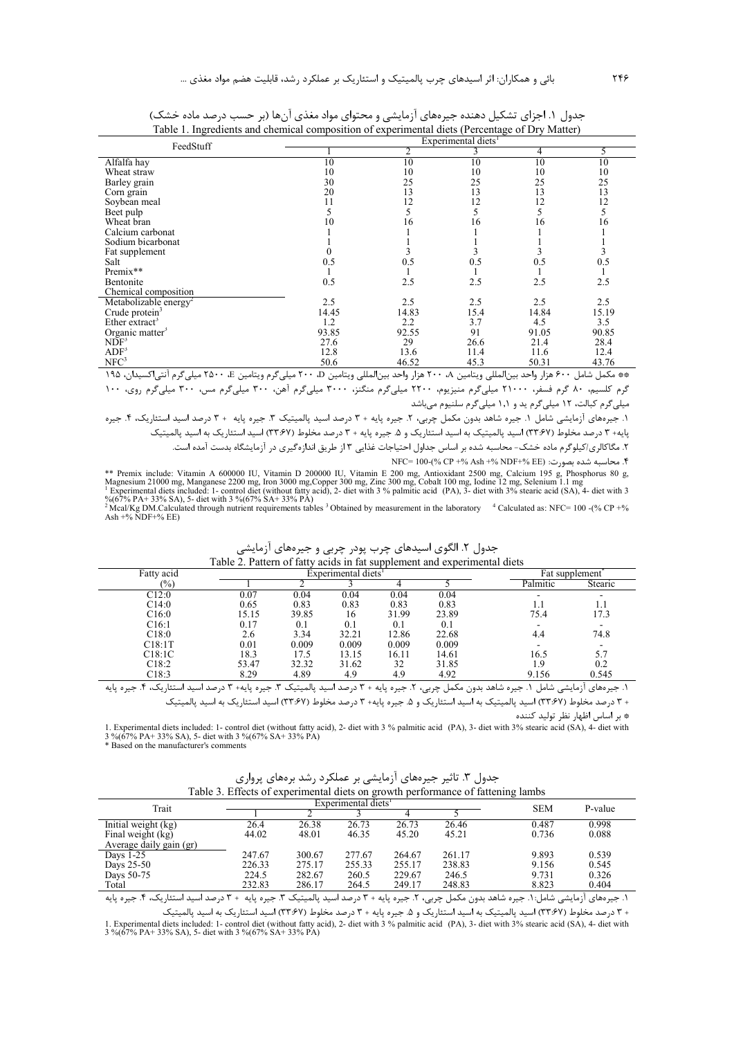جدول ۱. اجزای تشکیل دهنده جیره‌های آزمایشی و محتوای مواد مغذی آن‌ها (بر حسب درصد ماده خشک)

Table 1. Ingredients and chemical composition of experimental diets (Percentage of Dry Matter)

| FeedStuff | Experimental diets[1] | | | | |
|---|---|---|---|---|---|
| | 1 | 2 | 3 | 4 | 5 |
| Alfalfa hay | 10 | 10 | 10 | 10 | 10 |
| Wheat straw | 10 | 10 | 10 | 10 | 10 |
| Barley grain | 30 | 25 | 25 | 25 | 25 |
| Corn grain | 20 | 13 | 13 | 13 | 13 |
| Soybean meal | 11 | 12 | 12 | 12 | 12 |
| Beet pulp | 5 | 5 | 5 | 5 | 5 |
| Wheat bran | 10 | 16 | 16 | 16 | 16 |
| Calcium carbonat | 1 | 1 | 1 | 1 | 1 |
| Sodium bicarbonat | 1 | 1 | 1 | 1 | 1 |
| Fat supplement | 0 | 3 | 3 | 3 | 3 |
| Salt | 0.5 | 0.5 | 0.5 | 0.5 | 0.5 |
| Premix** | 1 | 1 | 1 | 1 | 1 |
| Bentonite | 0.5 | 2.5 | 2.5 | 2.5 | 2.5 |
| Chemical composition | | | | | |
| Metabolizable energy[2] | 2.5 | 2.5 | 2.5 | 2.5 | 2.5 |
| Crude protein[3] | 14.45 | 14.83 | 15.4 | 14.84 | 15.19 |
| Ether extract[3] | 1.2 | 2.2 | 3.7 | 4.5 | 3.5 |
| Organic matter[3] | 93.85 | 92.55 | 91 | 91.05 | 90.85 |
| NDF[3] | 27.6 | 29 | 26.6 | 21.4 | 28.4 |
| ADF[3] | 12.8 | 13.6 | 11.4 | 11.6 | 12.4 |
| NFC[3] | 50.6 | 46.52 | 45.3 | 50.31 | 43.76 |

** مکمل شامل ۶۰۰ هزار واحد بین‌المللی ویتامین A، ۲۰۰ هزار واحد بین‌المللی ویتامین D، ۲۰۰ میلی‌گرم ویتامین E، ۲۵۰۰ میلی‌گرم آنتی‌اکسیدان، ۱۹۵ گرم کلسیم، ۸۰ گرم فسفر، ۲۱۰۰۰ میلی‌گرم منیزیوم، ۲۲۰۰ میلی‌گرم منگنز، ۳۰۰۰ میلی‌گرم آهن، ۳۰۰ میلی‌گرم مس، ۳۰۰ میلی‌گرم روی، ۱۰۰ میلی‌گرم کبالت، ۱۲ میلی‌گرم ید و ۱،۱ میلی‌گرم سلنیوم می‌باشد

۱. جیره‌های آزمایشی شامل ۱. جیره شاهد بدون مکمل چربی، ۲. جیره پایه + ۳ درصد اسید پالمیتیک ۳. جیره پایه + ۳ درصد اسید استئاریک، ۴. جیره پایه+ ۳ درصد مخلوط (۳۳:۶۷) اسید پالمیتیک به اسید استئاریک و ۵. جیره پایه + ۳ درصد مخلوط (۳۳:۶۷) اسید استئاریک به اسید پالمیتیک

۲. مگاکالری/کیلوگرم ماده خشک- محاسبه شده بر اساس جداول احتیاجات غذایی ۳ از طریق اندازه‌گیری در آزمایشگاه بدست آمده است.

۴. محاسبه شده بصورت: NFC= 100-(% CP +% Ash +% NDF+% EE)

** Premix include: Vitamin A 600000 IU, Vitamin D 200000 IU, Vitamin E 200 mg, Antioxidant 2500 mg, Calcium 195 g, Phosphorus 80 g, Magnesium 21000 mg, Manganese 2200 mg, Iron 3000 mg,Copper 300 mg, Zinc 300 mg, Cobalt 100 mg, Iodine 12 mg, Selenium 1.1 mg

[1] Experimental diets included: 1- control diet (without fatty acid), 2- diet with 3 % palmitic acid (PA), 3- diet with 3% stearic acid (SA), 4- diet with 3 %(67% PA+ 33% SA), 5- diet with 3 %(67% SA+ 33% PA)

[2] Mcal/Kg DM.Calculated through nutrient requirements tables [3] Obtained by measurement in the laboratory [4] Calculated as: NFC= 100 -(% CP +% Ash +% NDF+% EE)

جدول ۲. الگوی اسیدهای چرب پودر چربی و جیره‌های آزمایشی

Table 2. Pattern of fatty acids in fat supplement and experimental diets

| Fatty acid | Experimental diets[1] | | | | | Fat supplement* | |
|---|---|---|---|---|---|---|---|
| (%) | 1 | 2 | 3 | 4 | 5 | Palmitic | Stearic |
| C12:0 | 0.07 | 0.04 | 0.04 | 0.04 | 0.04 | - | - |
| C14:0 | 0.65 | 0.83 | 0.83 | 0.83 | 0.83 | 1.1 | 1.1 |
| C16:0 | 15.15 | 39.85 | 16 | 31.99 | 23.89 | 75.4 | 17.3 |
| C16:1 | 0.17 | 0.1 | 0.1 | 0.1 | 0.1 | - | - |
| C18:0 | 2.6 | 3.34 | 32.21 | 12.86 | 22.68 | 4.4 | 74.8 |
| C18:1T | 0.01 | 0.009 | 0.009 | 0.009 | 0.009 | - | - |
| C18:1C | 18.3 | 17.5 | 13.15 | 16.11 | 14.61 | 16.5 | 5.7 |
| C18:2 | 53.47 | 32.32 | 31.62 | 32 | 31.85 | 1.9 | 0.2 |
| C18:3 | 8.29 | 4.89 | 4.9 | 4.9 | 4.92 | 9.156 | 0.545 |

۱. جیره‌های آزمایشی شامل ۱. جیره شاهد بدون مکمل چربی، ۲. جیره پایه + ۳ درصد اسید پالمیتیک ۳. جیره پایه+ ۳ درصد اسید استئاریک، ۴. جیره پایه + ۳ درصد مخلوط (۳۳:۶۷) اسید پالمیتیک به اسید استئاریک و ۵. جیره پایه+ ۳ درصد مخلوط (۳۳:۶۷) اسید استئاریک به اسید پالمیتیک

* بر اساس اظهار نظر تولید کننده

1. Experimental diets included: 1- control diet (without fatty acid), 2- diet with 3 % palmitic acid (PA), 3- diet with 3% stearic acid (SA), 4- diet with 3 %(67% PA+ 33% SA), 5- diet with 3 %(67% SA+ 33% PA)

* Based on the manufacturer's comments

جدول ۳. تاثیر جیره‌های آزمایشی بر عملکرد رشد بره‌های پرواری

Table 3. Effects of experimental diets on growth performance of fattening lambs

| Trait | Experimental diets[1] | | | | | SEM | P-value |
|---|---|---|---|---|---|---|---|
| | 1 | 2 | 3 | 4 | 5 | | |
| Initial weight (kg) | 26.4 | 26.38 | 26.73 | 26.73 | 26.46 | 0.487 | 0.998 |
| Final weight (kg) | 44.02 | 48.01 | 46.35 | 45.20 | 45.21 | 0.736 | 0.088 |
| Average daily gain (gr) | | | | | | | |
| Days 1-25 | 247.67 | 300.67 | 277.67 | 264.67 | 261.17 | 9.893 | 0.539 |
| Days 25-50 | 226.33 | 275.17 | 255.33 | 255.17 | 238.83 | 9.156 | 0.545 |
| Days 50-75 | 224.5 | 282.67 | 260.5 | 229.67 | 246.5 | 9.731 | 0.326 |
| Total | 232.83 | 286.17 | 264.5 | 249.17 | 248.83 | 8.823 | 0.404 |

۱. جیره‌های آزمایشی شامل:۱. جیره شاهد بدون مکمل چربی، ۲. جیره پایه + ۳ درصد اسید پالمیتیک ۳. جیره پایه + ۳ درصد اسید استئاریک، ۴. جیره پایه + ۳ درصد مخلوط (۳۳:۶۷) اسید پالمیتیک به اسید استئاریک و ۵. جیره پایه + ۳ درصد مخلوط (۳۳:۶۷) اسید استئاریک به اسید پالمیتیک

1. Experimental diets included: 1- control diet (without fatty acid), 2- diet with 3 % palmitic acid (PA), 3- diet with 3% stearic acid (SA), 4- diet with 3 %(67% PA+ 33% SA), 5- diet with 3 %(67% SA+ 33% PA)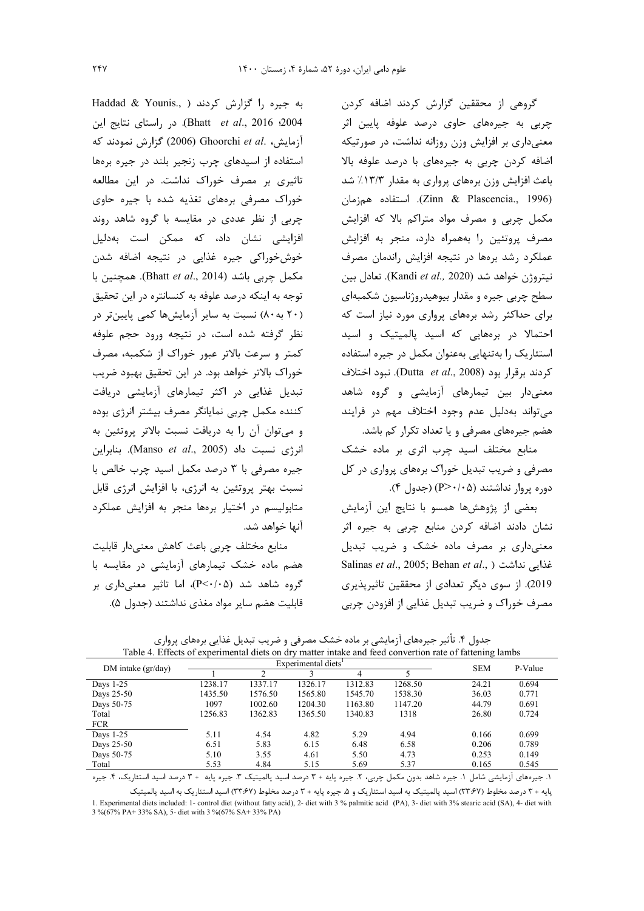گروهی از محققین گزارش کردند اضافه کردن چربی به جیره‌های حاوی درصد علوفه پایین اثر معنی‌داری بر افزایش وزن روزانه نداشت، در صورتیکه اضافه کردن چربی به جیره‌های با درصد علوفه بالا باعث افزایش وزن بره‌های پرواری به مقدار ۱۳/۳٪ شد (Zinn & Plascencia., 1996). استفاده هم‌زمان مکمل چربی و مصرف مواد متراکم بالا که افزایش مصرف پروتئین را به‌همراه دارد، منجر به افزایش عملکرد رشد بره‌ها در نتیجه افزایش راندمان مصرف نیتروژن خواهد شد (Kandi *et al.,* 2020). تعادل بین سطح چربی جیره و مقدار بیوهیدروژناسیون شکمبه‌ای برای حداکثر رشد بره‌های پرواری مورد نیاز است که احتمالا در بره‌هایی که اسید پالمیتیک و اسید استئاریک را به‌تنهایی به‌عنوان مکمل در جیره استفاده کردند برقرار بود (Dutta *et al.*, 2008). نبود اختلاف معنی‌دار بین تیمارهای آزمایشی و گروه شاهد می‌تواند به‌دلیل عدم وجود اختلاف مهم در فرایند هضم جیره‌های مصرفی و یا تعداد تکرار کم باشد.

منابع مختلف اسید چرب اثری بر ماده خشک مصرفی و ضریب تبدیل خوراک بره‌های پرواری در کل دوره پرواز نداشتند ($P>0.05$) (جدول ۴).

بعضی از پژوهش‌ها همسو با نتایج این آزمایش نشان دادند اضافه کردن منابع چربی به جیره اثر معنی‌داری بر مصرف ماده خشک و ضریب تبدیل غذایی نداشت (Salinas *et al*., 2005; Behan *et al*., 2019). از سوی دیگر تعدادی از محققین تاثیرپذیری مصرف خوراک و ضریب تبدیل غذایی از افزودن چربی به جیره را گزارش کردند (Haddad & Younis., 2004؛ Bhatt *et al*., 2016). در راستای نتایج این آزمایش، Ghoorchi *et al.* (2006) گزارش نمودند که استفاده از اسیدهای چرب زنجیر بلند در جیره بره‌ها تاثیری بر مصرف خوراک نداشت. در این مطالعه خوراک مصرفی بره‌های تغذیه شده با جیره حاوی چربی از نظر عددی در مقایسه با گروه شاهد روند افزایش نشان داد، که ممکن است به‌دلیل خوش‌خوراکی جیره غذایی در نتیجه اضافه شدن مکمل چربی باشد (Bhatt *et al*., 2014). همچنین با توجه به اینکه درصد علوفه به کنسانتره در این تحقیق (۲۰ به ۸۰) نسبت به سایر آزمایش‌ها کمی پایین‌تر در نظر گرفته شده است، در نتیجه ورود حجم علوفه کمتر و سرعت بالاتر عبور خوراک از شکمبه، مصرف خوراک بالاتر خواهد بود. در این تحقیق بهبود ضریب تبدیل غذایی در اکثر تیمارهای آزمایشی دریافت کننده مکمل چربی نمایانگر مصرف بیشتر انرژی بوده و می‌توان آن را به دریافت نسبت بالاتر پروتئین به انرژی نسبت داد (Manso *et al*., 2005). بنابراین جیره مصرفی با ۳ درصد مکمل اسید چرب خالص با نسبت بهتر پروتئین به انرژی، با افزایش انرژی قابل متابولیسم در اختیار بره‌ها منجر به افزایش عملکرد آنها خواهد شد.

منابع مختلف چربی باعث کاهش معنی‌دار قابلیت هضم ماده خشک تیمارهای آزمایشی در مقایسه با گروه شاهد شد ($P<0.05$)، اما تاثیر معنی‌داری بر قابلیت هضم سایر مواد مغذی نداشتند (جدول ۵).

جدول ۴. تأثیر جیره‌های آزمایشی بر ماده خشک مصرفی و ضریب تبدیل غذایی بره‌های پرواری

Table 4. Effects of experimental diets on dry matter intake and feed convertion rate of fattening lambs

| DM intake (gr/day) | Experimental diets[1] | | | | | SEM | P-Value |
|---|---|---|---|---|---|---|---|
| | 1 | 2 | 3 | 4 | 5 | | |
| Days 1-25 | 1238.17 | 1337.17 | 1326.17 | 1312.83 | 1268.50 | 24.21 | 0.694 |
| Days 25-50 | 1435.50 | 1576.50 | 1565.80 | 1545.70 | 1538.30 | 36.03 | 0.771 |
| Days 50-75 | 1097 | 1002.60 | 1204.30 | 1163.80 | 1147.20 | 44.79 | 0.691 |
| Total | 1256.83 | 1362.83 | 1365.50 | 1340.83 | 1318 | 26.80 | 0.724 |
| FCR | | | | | | | |
| Days 1-25 | 5.11 | 4.54 | 4.82 | 5.29 | 4.94 | 0.166 | 0.699 |
| Days 25-50 | 6.51 | 5.83 | 6.15 | 6.48 | 6.58 | 0.206 | 0.789 |
| Days 50-75 | 5.10 | 3.55 | 4.61 | 5.50 | 4.73 | 0.253 | 0.149 |
| Total | 5.53 | 4.84 | 5.15 | 5.69 | 5.37 | 0.165 | 0.545 |

۱. جیره‌های آزمایشی شامل ۱. جیره شاهد بدون مکمل چربی، ۲. جیره پایه + ۳ درصد اسید پالمیتیک ۳. جیره پایه + ۳ درصد اسید استئاریک، ۴. جیره پایه + ۳ درصد مخلوط (۳۳:۶۷) اسید پالمیتیک به اسید استئاریک و ۵. جیره پایه + ۳ درصد مخلوط (۳۳:۶۷) اسید استئاریک به اسید پالمیتیک

1. Experimental diets included: 1- control diet (without fatty acid), 2- diet with 3 % palmitic acid (PA), 3- diet with 3% stearic acid (SA), 4- diet with 3 %(67% PA+ 33% SA), 5- diet with 3 %(67% SA+ 33% PA)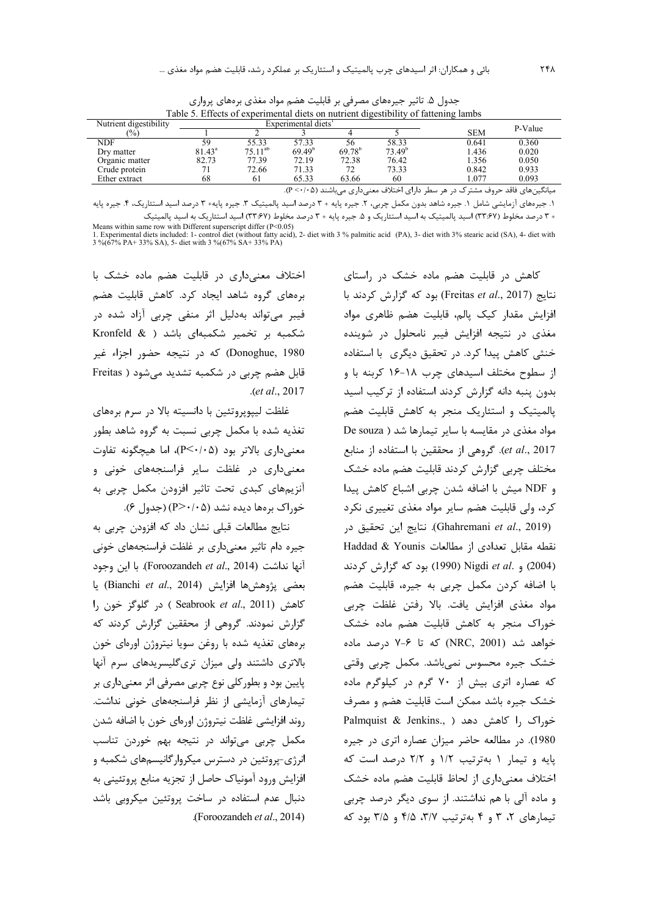جدول ۵. تاثیر جیره‌های مصرفی بر قابلیت هضم مواد مغذی بره‌های پرواری

Table 5. Effects of experimental diets on nutrient digestibility of fattening lambs

| Nutrient digestibility (%) | Experimental diets[1] | | | | | SEM | P-Value |
|---|---|---|---|---|---|---|---|
| | 1 | 2 | 3 | 4 | 5 | | |
| NDF | 59 | 55.33 | 57.33 | 56 | 58.33 | 0.641 | 0.360 |
| Dry matter | 81.43[a] | 75.11[ab] | 69.49[b] | 69.78[b] | 73.49[b] | 1.436 | 0.020 |
| Organic matter | 82.73 | 77.39 | 72.19 | 72.38 | 76.42 | 1.356 | 0.050 |
| Crude protein | 71 | 72.66 | 71.33 | 72 | 73.33 | 0.842 | 0.933 |
| Ether extract | 68 | 61 | 65.33 | 63.66 | 60 | 1.077 | 0.093 |

میانگین‌های فاقد حروف مشترک در هر سطر دارای اختلاف معنی‌داری می‌باشند (P <۰/۰۵).

۱. جیره‌های آزمایشی شامل ۱. جیره شاهد بدون مکمل چربی، ۲. جیره پایه + ۳ درصد اسید پالمیتیک ۳. جیره پایه+ ۳ درصد اسید استئاریک، ۴. جیره پایه + ۳ درصد مخلوط (۳۳:۶۷) اسید پالمیتیک به اسید استئاریک و ۵. جیره پایه + ۳ درصد مخلوط (۳۳:۶۷) اسید استئاریک به اسید پالمیتیک

Means within same row with Different superscript differ (P<0.05)

1. Experimental diets included: 1- control diet (without fatty acid), 2- diet with 3 % palmitic acid (PA), 3- diet with 3% stearic acid (SA), 4- diet with 3 %(67% PA+ 33% SA), 5- diet with 3 %(67% SA+ 33% PA)

کاهش در قابلیت هضم ماده خشک در راستای نتایج (Freitas *et al*., 2017) بود که گزارش کردند با افزایش مقدار کیک پالم، قابلیت هضم ظاهری مواد مغذی در نتیجه افزایش فیبر نامحلول در شوینده خنثی کاهش پیدا کرد. در تحقیق دیگری با استفاده از سطوح مختلف اسیدهای چرب ۱۸-۱۶ کربنه با و بدون پنبه دانه گزارش کردند استفاده از ترکیب اسید پالمیتیک و استئاریک منجر به کاهش قابلیت هضم مواد مغذی در مقایسه با سایر تیمارها شد (De souza *et al*., 2017). گروهی از محققین با استفاده از منابع مختلف چربی گزارش کردند قابلیت هضم ماده خشک و NDF میش با اضافه شدن چربی اشباع کاهش پیدا کرد، ولی قابلیت هضم سایر مواد مغذی تغییری نکرد (Ghahremani *et al*., 2019). نتایج این تحقیق در نقطه مقابل تعدادی از مطالعات Haddad & Younis (2004) و Nigdi *et al*. (1990) بود که گزارش کردند با اضافه کردن مکمل چربی به جیره، قابلیت هضم مواد مغذی افزایش یافت. بالا رفتن غلظت چربی خوراک منجر به کاهش قابلیت هضم ماده خشک خواهد شد (NRC, 2001) که تا ۶-۷ درصد ماده خشک جیره محسوس نمی‌باشد. مکمل چربی وقتی که عصاره اتری بیش از ۷۰ گرم در کیلوگرم ماده خشک جیره باشد ممکن است قابلیت هضم و مصرف خوراک را کاهش دهد (Palmquist & Jenkins., 1980). در مطالعه حاضر میزان عصاره اتری در جیره پایه و تیمار ۱ به‌ترتیب ۱/۲ و ۲/۲ درصد است که اختلاف معنی‌داری از لحاظ قابلیت هضم ماده خشک و ماده آلی با هم نداشتند. از سوی دیگر درصد چربی تیمارهای ۲، ۳ و ۴ به‌ترتیب ۳/۷، ۴/۵ و ۳/۵ بود که اختلاف معنی‌داری در قابلیت هضم ماده خشک با بره‌های گروه شاهد ایجاد کرد. کاهش قابلیت هضم فیبر می‌تواند به‌دلیل اثر منفی چربی آزاد شده در شکمبه بر تخمیر شکمبه‌ای باشد (Kronfeld & Donoghue, 1980) که در نتیجه حضور اجزاء غیر قابل هضم چربی در شکمبه تشدید می‌شود (Freitas *et al*., 2017).

غلظت لیپوپروتئین با دانسیته بالا در سرم بره‌های تغذیه شده با مکمل چربی نسبت به گروه شاهد بطور معنی‌داری بالاتر بود (P<۰/۰۵)، اما هیچگونه تفاوت معنی‌داری در غلظت سایر فراسنجه‌های خونی و آنزیم‌های کبدی تحت تاثیر افزودن مکمل چربی به خوراک بره‌ها دیده نشد (P>۰/۰۵) (جدول ۶).

نتایج مطالعات قبلی نشان داد که افزودن چربی به جیره دام تاثیر معنی‌داری بر غلظت فراسنجه‌های خونی آنها نداشت (Foroozandeh *et al*., 2014). با این وجود بعضی پژوهش‌ها افزایش (Bianchi *et al*., 2014) یا کاهش (Seabrook *et al*., 2011) در گلوگز خون را گزارش نمودند. گروهی از محققین گزارش کردند که بره‌های تغذیه شده با روغن سویا نیتروژن اوره‌ای خون بالاتری داشتند ولی میزان تری‌گلیسریدهای سرم آنها پایین بود و بطورکلی نوع چربی مصرفی اثر معنی‌داری بر تیمارهای آزمایشی از نظر فراسنجه‌های خونی نداشت. روند افزایشی غلظت نیتروژن اوره‌ای خون با اضافه شدن مکمل چربی می‌تواند در نتیجه بهم خوردن تناسب انرژی-پروتئین در دسترس میکروارگانیسم‌های شکمبه و افزایش ورود آمونیاک حاصل از تجزیه منابع پروتئینی به دنبال عدم استفاده در ساخت پروتئین میکروبی باشد (Foroozandeh *et al*., 2014).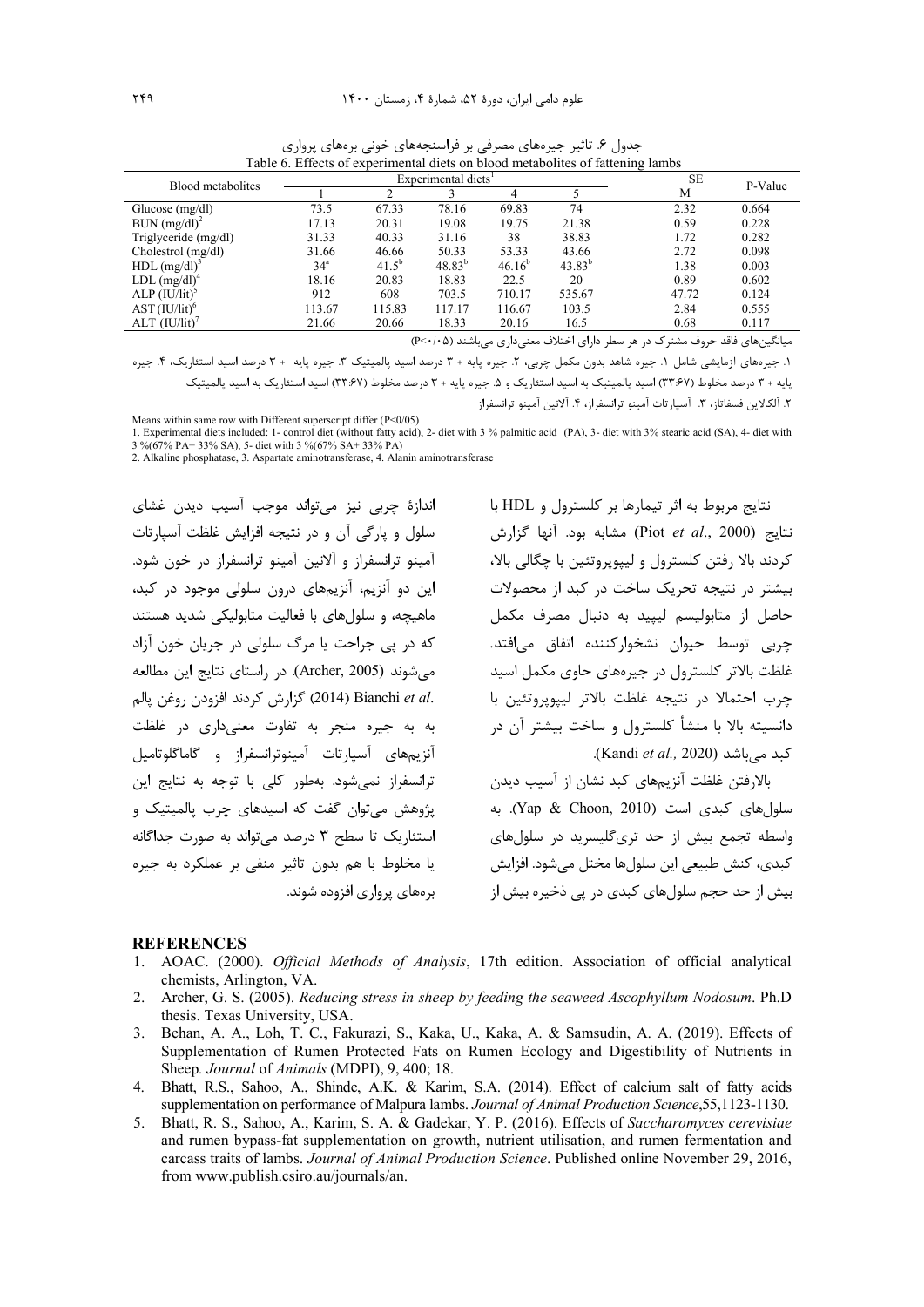جدول ۶. تاثیر جیره‌های مصرفی بر فراسنجه‌های خونی بره‌های پرواری

Table 6. Effects of experimental diets on blood metabolites of fattening lambs

| Blood metabolites | Experimental diets[1] | | | | | SE M | P-Value |
|---|---|---|---|---|---|---|---|
| | 1 | 2 | 3 | 4 | 5 | | |
| Glucose (mg/dl) | 73.5 | 67.33 | 78.16 | 69.83 | 74 | 2.32 | 0.664 |
| BUN (mg/dl)[2] | 17.13 | 20.31 | 19.08 | 19.75 | 21.38 | 0.59 | 0.228 |
| Triglyceride (mg/dl) | 31.33 | 40.33 | 31.16 | 38 | 38.83 | 1.72 | 0.282 |
| Cholestrol (mg/dl) | 31.66 | 46.66 | 50.33 | 53.33 | 43.66 | 2.72 | 0.098 |
| HDL (mg/dl)[3] | 34[a] | 41.5[b] | 48.83[b] | 46.16[b] | 43.83[b] | 1.38 | 0.003 |
| LDL (mg/dl)[4] | 18.16 | 20.83 | 18.83 | 22.5 | 20 | 0.89 | 0.602 |
| ALP (IU/lit)[5] | 912 | 608 | 703.5 | 710.17 | 535.67 | 47.72 | 0.124 |
| AST (IU/lit)[6] | 113.67 | 115.83 | 117.17 | 116.67 | 103.5 | 2.84 | 0.555 |
| ALT (IU/lit)[7] | 21.66 | 20.66 | 18.33 | 20.16 | 16.5 | 0.68 | 0.117 |

میانگین‌های فاقد حروف مشترک در هر سطر دارای اختلاف معنی‌داری می‌باشند (P<۰/۰۵)

۱. جیره‌های آزمایشی شامل ۱. جیره شاهد بدون مکمل چربی، ۲. جیره پایه + ۳ درصد اسید پالمیتیک ۳. جیره پایه + ۳ درصد اسید استئاریک، ۴. جیره پایه + ۳ درصد مخلوط (۳۳:۶۷) اسید پالمیتیک به اسید استئاریک و ۵. جیره پایه + ۳ درصد مخلوط (۳۳:۶۷) اسید استئاریک به اسید پالمیتیک

۲. آلکالاین فسفاتاز، ۳. آسپارتات آمینو ترانسفراز، ۴. آلانین آمینو ترانسفراز

Means within same row with Different superscript differ (P<0/05)

1. Experimental diets included: 1- control diet (without fatty acid), 2- diet with 3 % palmitic acid (PA), 3- diet with 3% stearic acid (SA), 4- diet with 3 %(67% PA+ 33% SA), 5- diet with 3 %(67% SA+ 33% PA)

2. Alkaline phosphatase, 3. Aspartate aminotransferase, 4. Alanin aminotransferase

نتایج مربوط به اثر تیمارها بر کلسترول و HDL با نتایج (Piot *et al*., 2000) مشابه بود. آنها گزارش کردند بالا رفتن کلسترول و لیپوپروتئین با چگالی بالا، بیشتر در نتیجه تحریک ساخت در کبد از محصولات حاصل از متابولیسم لیپید به دنبال مصرف مکمل چربی توسط حیوان نشخوارکننده اتفاق می‌افتد. غلظت بالاتر کلسترول در جیره‌های حاوی مکمل اسید چرب احتمالا در نتیجه غلظت بالاتر لیپوپروتئین با دانسیته بالا با منشأ کلسترول و ساخت بیشتر آن در کبد می‌باشد (Kandi *et al.,* 2020).

بالارفتن غلظت آنزیم‌های کبد نشان از آسیب دیدن سلول‌های کبدی است (Yap & Choon, 2010). به واسطه تجمع بیش از حد تری‌گلیسرید در سلول‌های کبدی، کنش طبیعی این سلول‌ها مختل می‌شود. افزایش بیش از حد حجم سلول‌های کبدی در پی ذخیره بیش از اندازهٔ چربی نیز می‌تواند موجب آسیب دیدن غشای سلول و پارگی آن و در نتیجه افزایش غلظت آسپارتات آمینو ترانسفراز و آلانین آمینو ترانسفراز در خون شود. این دو آنزیم، آنزیم‌های درون سلولی موجود در کبد، ماهیچه، و سلول‌های با فعالیت متابولیکی شدید هستند که در پی جراحت یا مرگ سلولی در جریان خون آزاد می‌شوند (Archer, 2005). در راستای نتایج این مطالعه Bianchi *et al.* (2014) گزارش کردند افزودن روغن پالم به به جیره منجر به تفاوت معنی‌داری در غلظت آنزیم‌های آسپارتات آمینوترانسفراز و گاماگلوتامیل ترانسفراز نمی‌شود. به‌طور کلی با توجه به نتایج این پژوهش می‌توان گفت که اسیدهای چرب پالمیتیک و استئاریک تا سطح ۳ درصد می‌تواند به صورت جداگانه یا مخلوط با هم بدون تاثیر منفی بر عملکرد به جیره بره‌های پرواری افزوده شوند.

## REFERENCES

1. AOAC. (2000). *Official Methods of Analysis*, 17th edition. Association of official analytical chemists, Arlington, VA.
2. Archer, G. S. (2005). *Reducing stress in sheep by feeding the seaweed Ascophyllum Nodosum*. Ph.D thesis. Texas University, USA.
3. Behan, A. A., Loh, T. C., Fakurazi, S., Kaka, U., Kaka, A. & Samsudin, A. A. (2019). Effects of Supplementation of Rumen Protected Fats on Rumen Ecology and Digestibility of Nutrients in Sheep. *Journal* of *Animals* (MDPI), 9, 400; 18.
4. Bhatt, R.S., Sahoo, A., Shinde, A.K. & Karim, S.A. (2014). Effect of calcium salt of fatty acids supplementation on performance of Malpura lambs. *Journal of Animal Production Science*,55,1123-1130.
5. Bhatt, R. S., Sahoo, A., Karim, S. A. & Gadekar, Y. P. (2016). Effects of *Saccharomyces cerevisiae* and rumen bypass-fat supplementation on growth, nutrient utilisation, and rumen fermentation and carcass traits of lambs. *Journal of Animal Production Science*. Published online November 29, 2016, from www.publish.csiro.au/journals/an.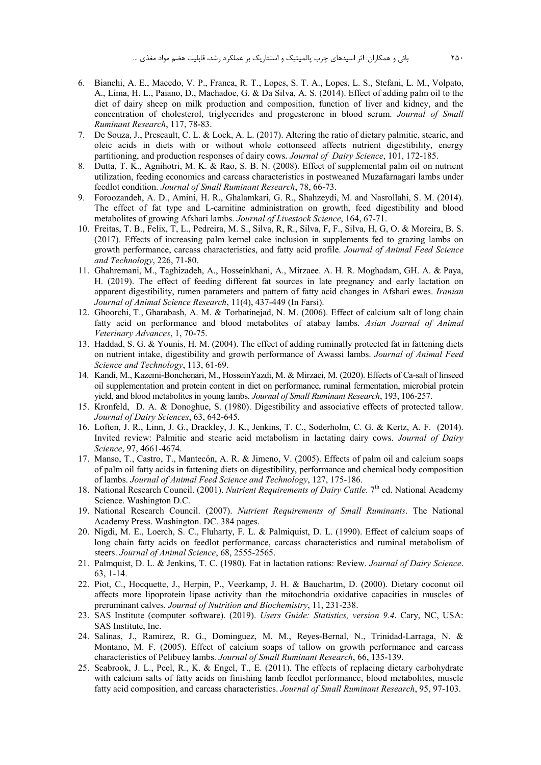6. Bianchi, A. E., Macedo, V. P., Franca, R. T., Lopes, S. T. A., Lopes, L. S., Stefani, L. M., Volpato, A., Lima, H. L., Paiano, D., Machadoe, G. & Da Silva, A. S. (2014). Effect of adding palm oil to the diet of dairy sheep on milk production and composition, function of liver and kidney, and the concentration of cholesterol, triglycerides and progesterone in blood serum. *Journal of Small Ruminant Research*, 117, 78-83.
7. De Souza, J., Preseault, C. L. & Lock, A. L. (2017). Altering the ratio of dietary palmitic, stearic, and oleic acids in diets with or without whole cottonseed affects nutrient digestibility, energy partitioning, and production responses of dairy cows. *Journal of Dairy Science*, 101, 172-185.
8. Dutta, T. K., Agnihotri, M. K. & Rao, S. B. N. (2008). Effect of supplemental palm oil on nutrient utilization, feeding economics and carcass characteristics in postweaned Muzafarnagari lambs under feedlot condition. *Journal of Small Ruminant Research*, 78, 66-73.
9. Foroozandeh, A. D., Amini, H. R., Ghalamkari, G. R., Shahzeydi, M. and Nasrollahi, S. M. (2014). The effect of fat type and L-carnitine administration on growth, feed digestibility and blood metabolites of growing Afshari lambs. *Journal of Livestock Science*, 164, 67-71.
10. Freitas, T. B., Felix, T, L., Pedreira, M. S., Silva, R, R., Silva, F, F., Silva, H, G, O. & Moreira, B. S. (2017). Effects of increasing palm kernel cake inclusion in supplements fed to grazing lambs on growth performance, carcass characteristics, and fatty acid profile. *Journal of Animal Feed Science and Technology*, 226, 71-80.
11. Ghahremani, M., Taghizadeh, A., Hosseinkhani, A., Mirzaee. A. H. R. Moghadam, GH. A. & Paya, H. (2019). The effect of feeding different fat sources in late pregnancy and early lactation on apparent digestibility, rumen parameters and pattern of fatty acid changes in Afshari ewes. *Iranian Journal of Animal Science Research*, 11(4), 437-449 (In Farsi).
12. Ghoorchi, T., Gharabash, A. M. & Torbatinejad, N. M. (2006). Effect of calcium salt of long chain fatty acid on performance and blood metabolites of atabay lambs. *Asian Journal of Animal Veterinary Advances*, 1, 70-75.
13. Haddad, S. G. & Younis, H. M. (2004). The effect of adding ruminally protected fat in fattening diets on nutrient intake, digestibility and growth performance of Awassi lambs. *Journal of Animal Feed Science and Technology*, 113, 61-69.
14. Kandi, M., Kazemi-Bonchenari, M., HosseinYazdi, M. & Mirzaei, M. (2020). Effects of Ca-salt of linseed oil supplementation and protein content in diet on performance, ruminal fermentation, microbial protein yield, and blood metabolites in young lambs. *Journal of Small Ruminant Research*, 193, 106-257.
15. Kronfeld, D. A. & Donoghue, S. (1980). Digestibility and associative effects of protected tallow. *Journal of Dairy Sciences*, 63, 642-645.
16. Loften, J. R., Linn, J. G., Drackley, J. K., Jenkins, T. C., Soderholm, C. G. & Kertz, A. F. (2014). Invited review: Palmitic and stearic acid metabolism in lactating dairy cows. *Journal of Dairy Science*, 97, 4661-4674.
17. Manso, T., Castro, T., Mantecón, A. R. & Jimeno, V. (2005). Effects of palm oil and calcium soaps of palm oil fatty acids in fattening diets on digestibility, performance and chemical body composition of lambs. *Journal of Animal Feed Science and Technology*, 127, 175-186.
18. National Research Council. (2001). *Nutrient Requirements of Dairy Cattle*. 7th ed. National Academy Science. Washington D.C.
19. National Research Council. (2007). *Nutrient Requirements of Small Ruminants*. The National Academy Press. Washington. DC. 384 pages.
20. Nigdi, M. E., Loerch, S. C., Fluharty, F. L. & Palmiquist, D. L. (1990). Effect of calcium soaps of long chain fatty acids on feedlot performance, carcass characteristics and ruminal metabolism of steers. *Journal of Animal Science*, 68, 2555-2565.
21. Palmquist, D. L. & Jenkins, T. C. (1980). Fat in lactation rations: Review. *Journal of Dairy Science*. 63, 1-14.
22. Piot, C., Hocquette, J., Herpin, P., Veerkamp, J. H. & Bauchartm, D. (2000). Dietary coconut oil affects more lipoprotein lipase activity than the mitochondria oxidative capacities in muscles of preruminant calves. *Journal of Nutrition and Biochemistry*, 11, 231-238.
23. SAS Institute (computer software). (2019). *Users Guide: Statistics, version 9.4*. Cary, NC, USA: SAS Institute, Inc.
24. Salinas, J., Ramirez, R. G., Dominguez, M. M., Reyes-Bernal, N., Trinidad-Larraga, N. & Montano, M. F. (2005). Effect of calcium soaps of tallow on growth performance and carcass characteristics of Pelibuey lambs. *Journal of Small Ruminant Research*, 66, 135-139.
25. Seabrook, J. L., Peel, R., K. & Engel, T., E. (2011). The effects of replacing dietary carbohydrate with calcium salts of fatty acids on finishing lamb feedlot performance, blood metabolites, muscle fatty acid composition, and carcass characteristics. *Journal of Small Ruminant Research*, 95, 97-103.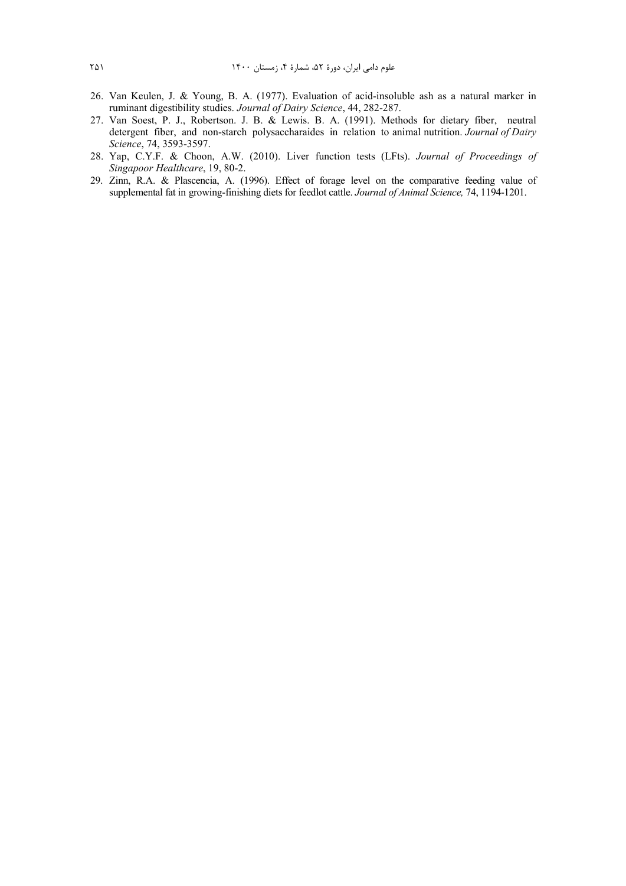26. Van Keulen, J. & Young, B. A. (1977). Evaluation of acid-insoluble ash as a natural marker in ruminant digestibility studies. *Journal of Dairy Science*, 44, 282-287.
27. Van Soest, P. J., Robertson. J. B. & Lewis. B. A. (1991). Methods for dietary fiber, neutral detergent fiber, and non-starch polysaccharaides in relation to animal nutrition. *Journal of Dairy Science*, 74, 3593-3597.
28. Yap, C.Y.F. & Choon, A.W. (2010). Liver function tests (LFts). *Journal of Proceedings of Singapoor Healthcare*, 19, 80-2.
29. Zinn, R.A. & Plascencia, A. (1996). Effect of forage level on the comparative feeding value of supplemental fat in growing-finishing diets for feedlot cattle. *Journal of Animal Science,* 74, 1194-1201.